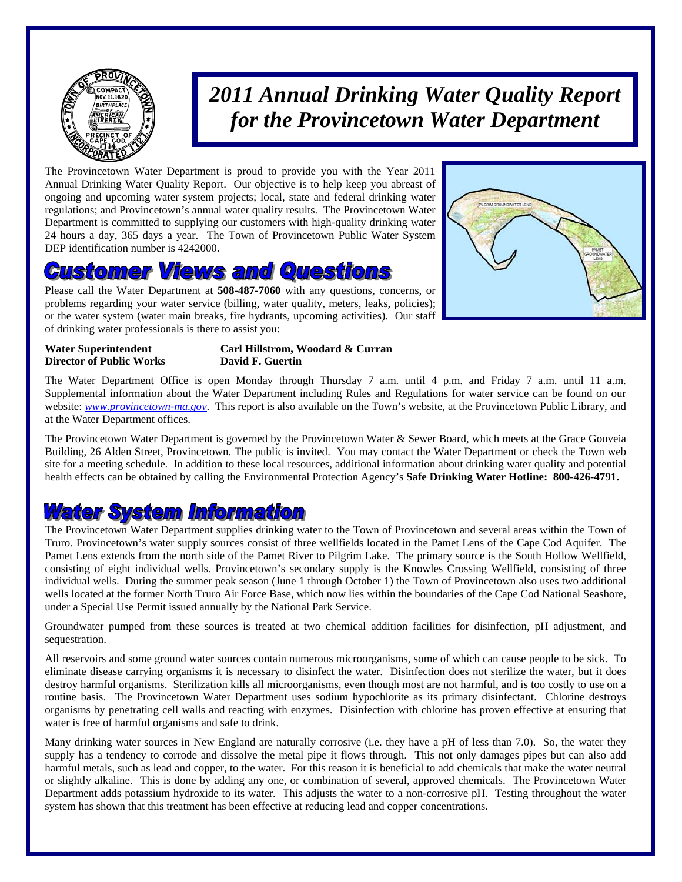# 2011 Annual Drinking Water Quality Report for the Provincetown Water Department

The Provincetown Water Department is proud to provide you with the Year 2011 Annual Drinking Water Quality Report. Our objective is to help keep you abreast of ongoing and upcoming water system projects; local, state and federal drinking water regulations; and Provincetown's annual water quality results. The Provincetown Water Department is committed to supplying our customers with high-quality drinking water 24 hours a day, 365 days a year. The Town of Provincetown Public Water System DEP identification number is 4242000.

## Customer Views and Questions

Please call the Water Department at **508-487-7060** with any questions, concerns, or problems regarding your water service (billing, water quality, meters, leaks, policies); or the water system (water main breaks, fire hydrants, upcoming activities). Our staff of drinking water professionals is there to assist you:

**Water Superintendent** **Carl Hillstrom, Woodard & Curran**
**Director of Public Works** **David F. Guertin**

The Water Department Office is open Monday through Thursday 7 a.m. until 4 p.m. and Friday 7 a.m. until 11 a.m. Supplemental information about the Water Department including Rules and Regulations for water service can be found on our website: *www.provincetown-ma.gov*. This report is also available on the Town's website, at the Provincetown Public Library, and at the Water Department offices.

The Provincetown Water Department is governed by the Provincetown Water & Sewer Board, which meets at the Grace Gouveia Building, 26 Alden Street, Provincetown. The public is invited. You may contact the Water Department or check the Town web site for a meeting schedule. In addition to these local resources, additional information about drinking water quality and potential health effects can be obtained by calling the Environmental Protection Agency's **Safe Drinking Water Hotline: 800-426-4791.**

## Water System Information

The Provincetown Water Department supplies drinking water to the Town of Provincetown and several areas within the Town of Truro. Provincetown's water supply sources consist of three wellfields located in the Pamet Lens of the Cape Cod Aquifer. The Pamet Lens extends from the north side of the Pamet River to Pilgrim Lake. The primary source is the South Hollow Wellfield, consisting of eight individual wells. Provincetown's secondary supply is the Knowles Crossing Wellfield, consisting of three individual wells. During the summer peak season (June 1 through October 1) the Town of Provincetown also uses two additional wells located at the former North Truro Air Force Base, which now lies within the boundaries of the Cape Cod National Seashore, under a Special Use Permit issued annually by the National Park Service.

Groundwater pumped from these sources is treated at two chemical addition facilities for disinfection, pH adjustment, and sequestration.

All reservoirs and some ground water sources contain numerous microorganisms, some of which can cause people to be sick. To eliminate disease carrying organisms it is necessary to disinfect the water. Disinfection does not sterilize the water, but it does destroy harmful organisms. Sterilization kills all microorganisms, even though most are not harmful, and is too costly to use on a routine basis. The Provincetown Water Department uses sodium hypochlorite as its primary disinfectant. Chlorine destroys organisms by penetrating cell walls and reacting with enzymes. Disinfection with chlorine has proven effective at ensuring that water is free of harmful organisms and safe to drink.

Many drinking water sources in New England are naturally corrosive (i.e. they have a pH of less than 7.0). So, the water they supply has a tendency to corrode and dissolve the metal pipe it flows through. This not only damages pipes but can also add harmful metals, such as lead and copper, to the water. For this reason it is beneficial to add chemicals that make the water neutral or slightly alkaline. This is done by adding any one, or combination of several, approved chemicals. The Provincetown Water Department adds potassium hydroxide to its water. This adjusts the water to a non-corrosive pH. Testing throughout the water system has shown that this treatment has been effective at reducing lead and copper concentrations.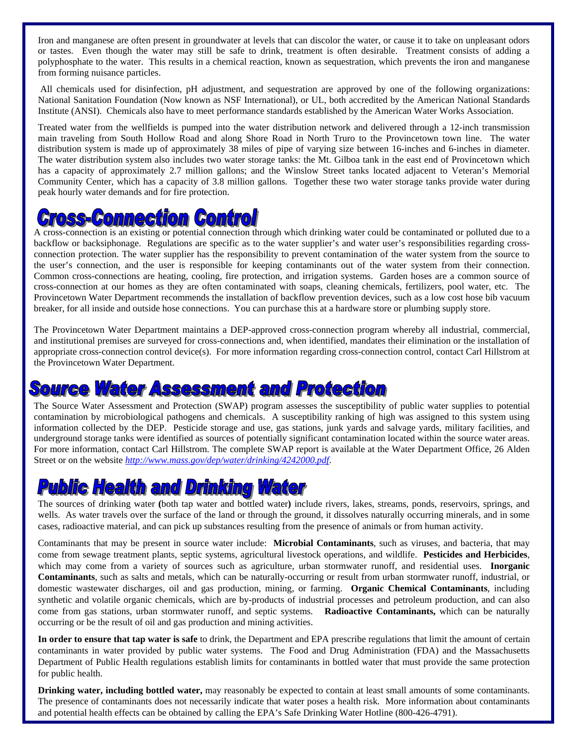Iron and manganese are often present in groundwater at levels that can discolor the water, or cause it to take on unpleasant odors or tastes. Even though the water may still be safe to drink, treatment is often desirable. Treatment consists of adding a polyphosphate to the water. This results in a chemical reaction, known as sequestration, which prevents the iron and manganese from forming nuisance particles.

All chemicals used for disinfection, pH adjustment, and sequestration are approved by one of the following organizations: National Sanitation Foundation (Now known as NSF International), or UL, both accredited by the American National Standards Institute (ANSI). Chemicals also have to meet performance standards established by the American Water Works Association.

Treated water from the wellfields is pumped into the water distribution network and delivered through a 12-inch transmission main traveling from South Hollow Road and along Shore Road in North Truro to the Provincetown town line. The water distribution system is made up of approximately 38 miles of pipe of varying size between 16-inches and 6-inches in diameter. The water distribution system also includes two water storage tanks: the Mt. Gilboa tank in the east end of Provincetown which has a capacity of approximately 2.7 million gallons; and the Winslow Street tanks located adjacent to Veteran's Memorial Community Center, which has a capacity of 3.8 million gallons. Together these two water storage tanks provide water during peak hourly water demands and for fire protection.

# Cross-Connection Control

A cross-connection is an existing or potential connection through which drinking water could be contaminated or polluted due to a backflow or backsiphonage. Regulations are specific as to the water supplier's and water user's responsibilities regarding cross-connection protection. The water supplier has the responsibility to prevent contamination of the water system from the source to the user's connection, and the user is responsible for keeping contaminants out of the water system from their connection. Common cross-connections are heating, cooling, fire protection, and irrigation systems. Garden hoses are a common source of cross-connection at our homes as they are often contaminated with soaps, cleaning chemicals, fertilizers, pool water, etc. The Provincetown Water Department recommends the installation of backflow prevention devices, such as a low cost hose bib vacuum breaker, for all inside and outside hose connections. You can purchase this at a hardware store or plumbing supply store.

The Provincetown Water Department maintains a DEP-approved cross-connection program whereby all industrial, commercial, and institutional premises are surveyed for cross-connections and, when identified, mandates their elimination or the installation of appropriate cross-connection control device(s). For more information regarding cross-connection control, contact Carl Hillstrom at the Provincetown Water Department.

# Source Water Assessment and Protection

The Source Water Assessment and Protection (SWAP) program assesses the susceptibility of public water supplies to potential contamination by microbiological pathogens and chemicals. A susceptibility ranking of high was assigned to this system using information collected by the DEP. Pesticide storage and use, gas stations, junk yards and salvage yards, military facilities, and underground storage tanks were identified as sources of potentially significant contamination located within the source water areas. For more information, contact Carl Hillstrom. The complete SWAP report is available at the Water Department Office, 26 Alden Street or on the website *http://www.mass.gov/dep/water/drinking/4242000.pdf*.

# Public Health and Drinking Water

The sources of drinking water **(**both tap water and bottled water**)** include rivers, lakes, streams, ponds, reservoirs, springs, and wells. As water travels over the surface of the land or through the ground, it dissolves naturally occurring minerals, and in some cases, radioactive material, and can pick up substances resulting from the presence of animals or from human activity.

Contaminants that may be present in source water include: **Microbial Contaminants**, such as viruses, and bacteria, that may come from sewage treatment plants, septic systems, agricultural livestock operations, and wildlife. **Pesticides and Herbicides**, which may come from a variety of sources such as agriculture, urban stormwater runoff, and residential uses. **Inorganic Contaminants**, such as salts and metals, which can be naturally-occurring or result from urban stormwater runoff, industrial, or domestic wastewater discharges, oil and gas production, mining, or farming. **Organic Chemical Contaminants**, including synthetic and volatile organic chemicals, which are by-products of industrial processes and petroleum production, and can also come from gas stations, urban stormwater runoff, and septic systems. **Radioactive Contaminants,** which can be naturally occurring or be the result of oil and gas production and mining activities.

**In order to ensure that tap water is safe** to drink, the Department and EPA prescribe regulations that limit the amount of certain contaminants in water provided by public water systems. The Food and Drug Administration (FDA) and the Massachusetts Department of Public Health regulations establish limits for contaminants in bottled water that must provide the same protection for public health.

**Drinking water, including bottled water,** may reasonably be expected to contain at least small amounts of some contaminants. The presence of contaminants does not necessarily indicate that water poses a health risk. More information about contaminants and potential health effects can be obtained by calling the EPA's Safe Drinking Water Hotline (800-426-4791).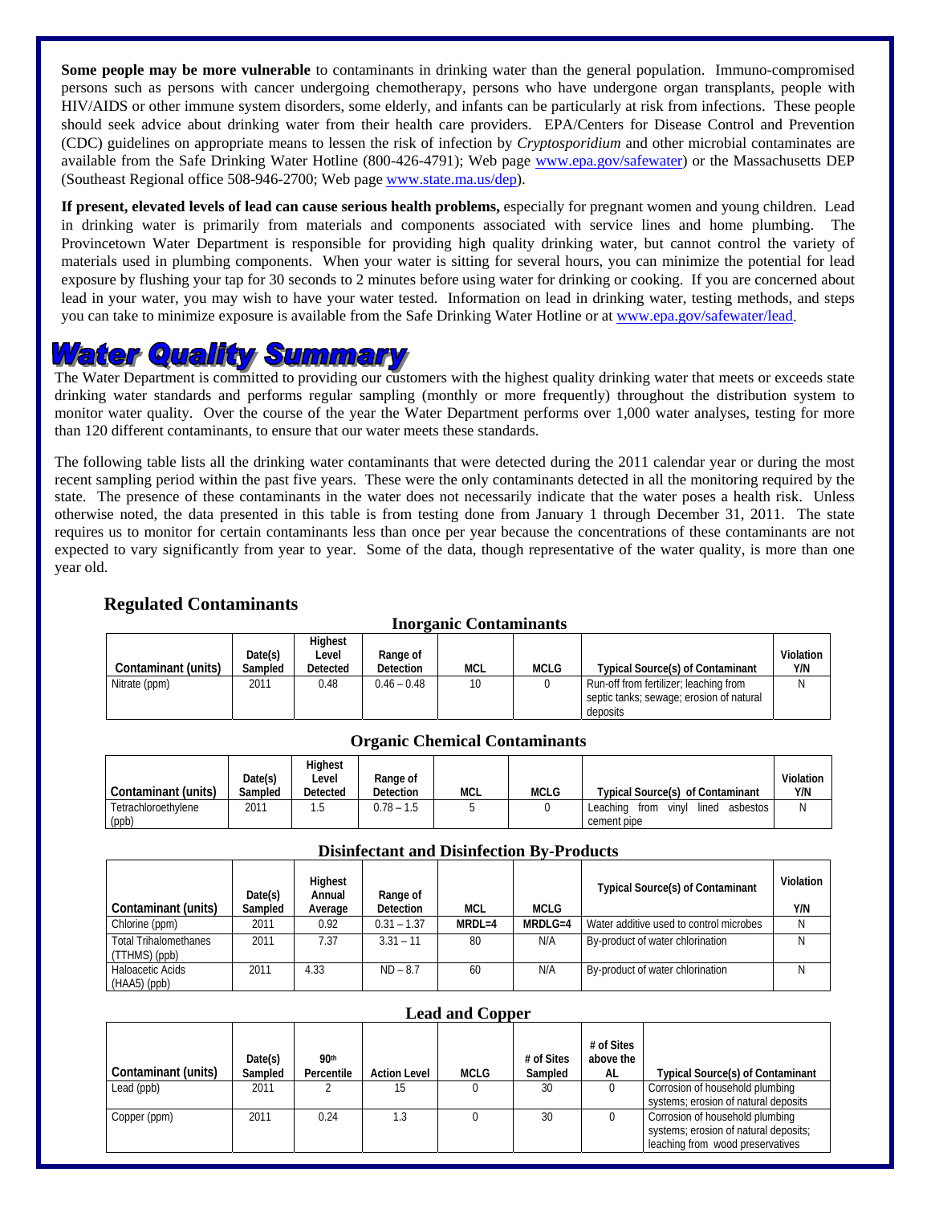**Some people may be more vulnerable** to contaminants in drinking water than the general population. Immuno-compromised persons such as persons with cancer undergoing chemotherapy, persons who have undergone organ transplants, people with HIV/AIDS or other immune system disorders, some elderly, and infants can be particularly at risk from infections. These people should seek advice about drinking water from their health care providers. EPA/Centers for Disease Control and Prevention (CDC) guidelines on appropriate means to lessen the risk of infection by *Cryptosporidium* and other microbial contaminates are available from the Safe Drinking Water Hotline (800-426-4791); Web page www.epa.gov/safewater) or the Massachusetts DEP (Southeast Regional office 508-946-2700; Web page www.state.ma.us/dep).

**If present, elevated levels of lead can cause serious health problems,** especially for pregnant women and young children. Lead in drinking water is primarily from materials and components associated with service lines and home plumbing. The Provincetown Water Department is responsible for providing high quality drinking water, but cannot control the variety of materials used in plumbing components. When your water is sitting for several hours, you can minimize the potential for lead exposure by flushing your tap for 30 seconds to 2 minutes before using water for drinking or cooking. If you are concerned about lead in your water, you may wish to have your water tested. Information on lead in drinking water, testing methods, and steps you can take to minimize exposure is available from the Safe Drinking Water Hotline or at www.epa.gov/safewater/lead.

# Water Quality Summary

The Water Department is committed to providing our customers with the highest quality drinking water that meets or exceeds state drinking water standards and performs regular sampling (monthly or more frequently) throughout the distribution system to monitor water quality. Over the course of the year the Water Department performs over 1,000 water analyses, testing for more than 120 different contaminants, to ensure that our water meets these standards.

The following table lists all the drinking water contaminants that were detected during the 2011 calendar year or during the most recent sampling period within the past five years. These were the only contaminants detected in all the monitoring required by the state. The presence of these contaminants in the water does not necessarily indicate that the water poses a health risk. Unless otherwise noted, the data presented in this table is from testing done from January 1 through December 31, 2011. The state requires us to monitor for certain contaminants less than once per year because the concentrations of these contaminants are not expected to vary significantly from year to year. Some of the data, though representative of the water quality, is more than one year old.

## Regulated Contaminants

### Inorganic Contaminants

| Contaminant (units) | Date(s) Sampled | Highest Level Detected | Range of Detection | MCL | MCLG | Typical Source(s) of Contaminant | Violation Y/N |
|---|---|---|---|---|---|---|---|
| Nitrate (ppm) | 2011 | 0.48 | 0.46 – 0.48 | 10 | 0 | Run-off from fertilizer; leaching from septic tanks; sewage; erosion of natural deposits | N |

### Organic Chemical Contaminants

| Contaminant (units) | Date(s) Sampled | Highest Level Detected | Range of Detection | MCL | MCLG | Typical Source(s) of Contaminant | Violation Y/N |
|---|---|---|---|---|---|---|---|
| Tetrachloroethylene (ppb) | 2011 | 1.5 | 0.78 – 1.5 | 5 | 0 | Leaching from vinyl lined asbestos cement pipe | N |

### Disinfectant and Disinfection By-Products

| Contaminant (units) | Date(s) Sampled | Highest Annual Average | Range of Detection | MCL | MCLG | Typical Source(s) of Contaminant | Violation Y/N |
|---|---|---|---|---|---|---|---|
| Chlorine (ppm) | 2011 | 0.92 | 0.31 – 1.37 | MRDL=4 | MRDLG=4 | Water additive used to control microbes | N |
| Total Trihalomethanes (TTHMS) (ppb) | 2011 | 7.37 | 3.31 – 11 | 80 | N/A | By-product of water chlorination | N |
| Haloacetic Acids (HAA5) (ppb) | 2011 | 4.33 | ND – 8.7 | 60 | N/A | By-product of water chlorination | N |

### Lead and Copper

| Contaminant (units) | Date(s) Sampled | 90th Percentile | Action Level | MCLG | # of Sites Sampled | # of Sites above the AL | Typical Source(s) of Contaminant |
|---|---|---|---|---|---|---|---|
| Lead (ppb) | 2011 | 2 | 15 | 0 | 30 | 0 | Corrosion of household plumbing systems; erosion of natural deposits |
| Copper (ppm) | 2011 | 0.24 | 1.3 | 0 | 30 | 0 | Corrosion of household plumbing systems; erosion of natural deposits; leaching from wood preservatives |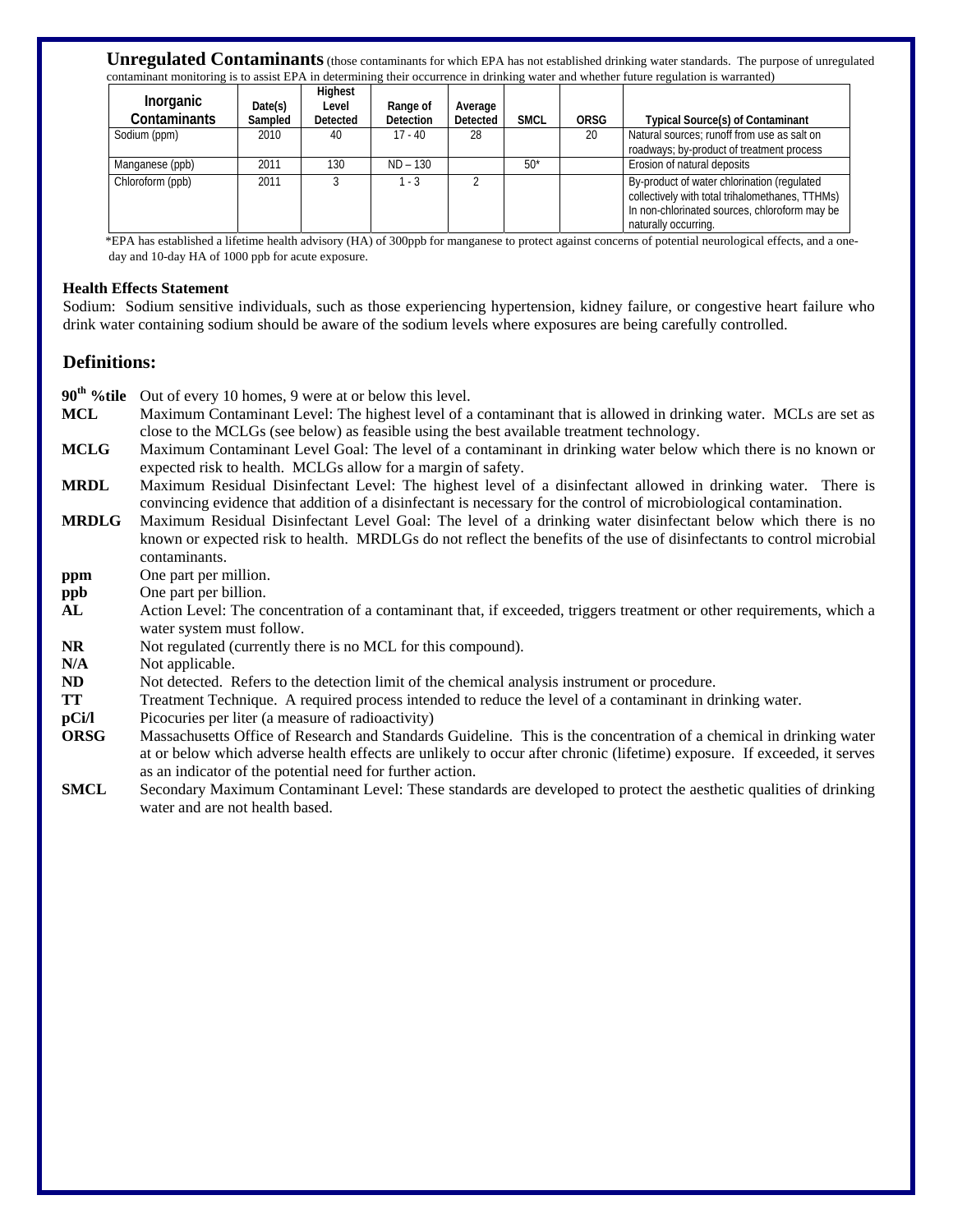**Unregulated Contaminants** (those contaminants for which EPA has not established drinking water standards. The purpose of unregulated contaminant monitoring is to assist EPA in determining their occurrence in drinking water and whether future regulation is warranted)

| Inorganic Contaminants | Date(s) Sampled | Highest Level Detected | Range of Detection | Average Detected | SMCL | ORSG | Typical Source(s) of Contaminant |
|---|---|---|---|---|---|---|---|
| Sodium (ppm) | 2010 | 40 | 17 - 40 | 28 | | 20 | Natural sources; runoff from use as salt on roadways; by-product of treatment process |
| Manganese (ppb) | 2011 | 130 | ND – 130 | | 50* | | Erosion of natural deposits |
| Chloroform (ppb) | 2011 | 3 | 1 - 3 | 2 | | | By-product of water chlorination (regulated collectively with total trihalomethanes, TTHMs) In non-chlorinated sources, chloroform may be naturally occurring. |

*EPA has established a lifetime health advisory (HA) of 300ppb for manganese to protect against concerns of potential neurological effects, and a one-day and 10-day HA of 1000 ppb for acute exposure.

**Health Effects Statement**

Sodium: Sodium sensitive individuals, such as those experiencing hypertension, kidney failure, or congestive heart failure who drink water containing sodium should be aware of the sodium levels where exposures are being carefully controlled.

## Definitions:

**90th %tile** Out of every 10 homes, 9 were at or below this level.

**MCL** Maximum Contaminant Level: The highest level of a contaminant that is allowed in drinking water. MCLs are set as close to the MCLGs (see below) as feasible using the best available treatment technology.

**MCLG** Maximum Contaminant Level Goal: The level of a contaminant in drinking water below which there is no known or expected risk to health. MCLGs allow for a margin of safety.

**MRDL** Maximum Residual Disinfectant Level: The highest level of a disinfectant allowed in drinking water. There is convincing evidence that addition of a disinfectant is necessary for the control of microbiological contamination.

**MRDLG** Maximum Residual Disinfectant Level Goal: The level of a drinking water disinfectant below which there is no known or expected risk to health. MRDLGs do not reflect the benefits of the use of disinfectants to control microbial contaminants.

**ppm** One part per million.

**ppb** One part per billion.

**AL** Action Level: The concentration of a contaminant that, if exceeded, triggers treatment or other requirements, which a water system must follow.

**NR** Not regulated (currently there is no MCL for this compound).

**N/A** Not applicable.

**ND** Not detected. Refers to the detection limit of the chemical analysis instrument or procedure.

**TT** Treatment Technique. A required process intended to reduce the level of a contaminant in drinking water.

**pCi/l** Picocuries per liter (a measure of radioactivity)

**ORSG** Massachusetts Office of Research and Standards Guideline. This is the concentration of a chemical in drinking water at or below which adverse health effects are unlikely to occur after chronic (lifetime) exposure. If exceeded, it serves as an indicator of the potential need for further action.

**SMCL** Secondary Maximum Contaminant Level: These standards are developed to protect the aesthetic qualities of drinking water and are not health based.